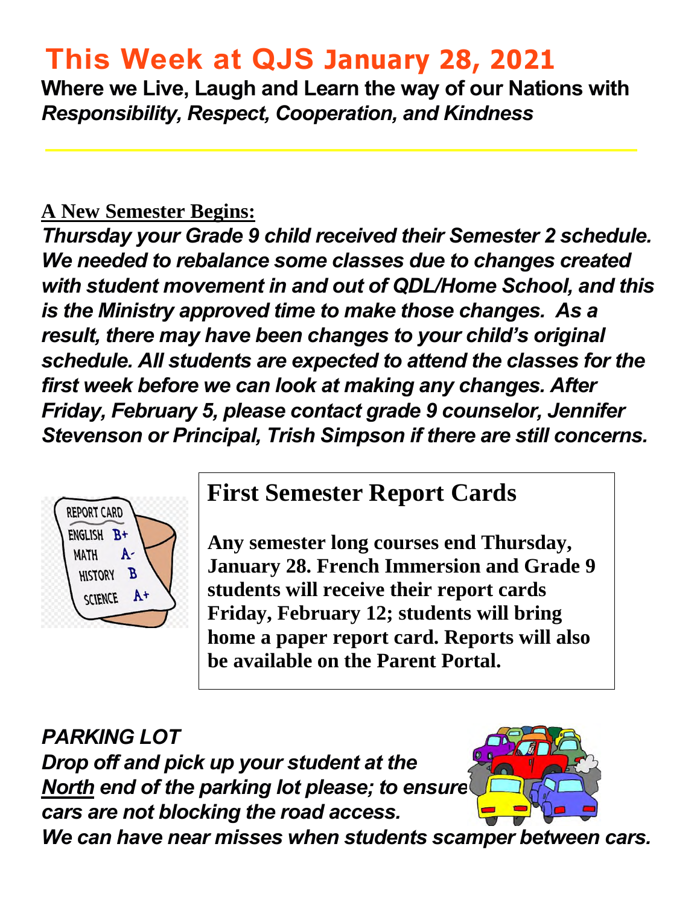# This Week at QJS January 28, 2021

**Where we Live, Laugh and Learn the way of our Nations with *Responsibility, Respect, Cooperation, and Kindness***

## A New Semester Begins:

***Thursday your Grade 9 child received their Semester 2 schedule. We needed to rebalance some classes due to changes created with student movement in and out of QDL/Home School, and this is the Ministry approved time to make those changes. As a result, there may have been changes to your child's original schedule. All students are expected to attend the classes for the first week before we can look at making any changes. After Friday, February 5, please contact grade 9 counselor, Jennifer Stevenson or Principal, Trish Simpson if there are still concerns.***

## First Semester Report Cards

**Any semester long courses end Thursday, January 28. French Immersion and Grade 9 students will receive their report cards Friday, February 12; students will bring home a paper report card. Reports will also be available on the Parent Portal.**

***PARKING LOT***

***Drop off and pick up your student at the North end of the parking lot please; to ensure cars are not blocking the road access.***

***We can have near misses when students scamper between cars.***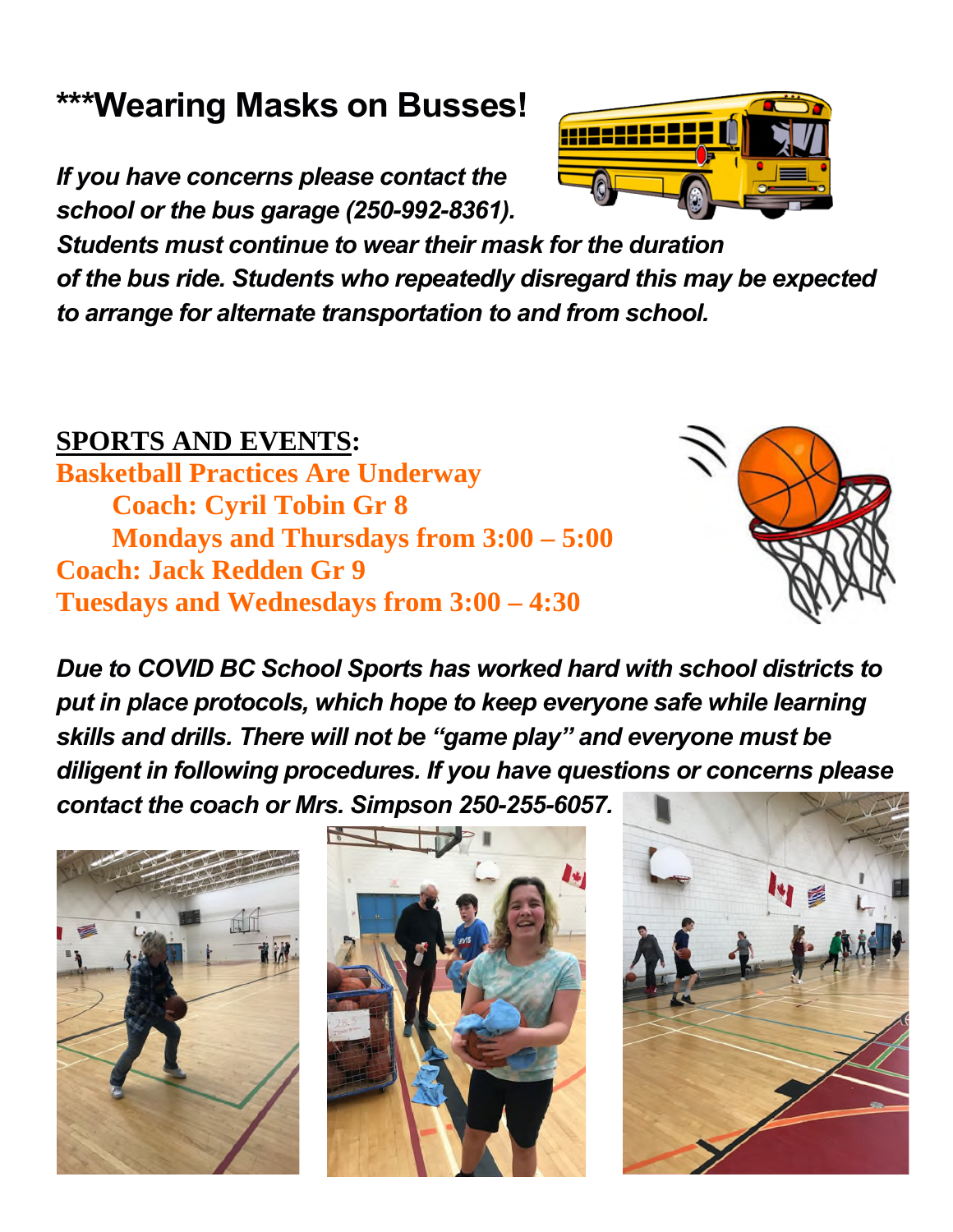# ***Wearing Masks on Busses!

***If you have concerns please contact the school or the bus garage (250-992-8361). Students must continue to wear their mask for the duration of the bus ride. Students who repeatedly disregard this may be expected to arrange for alternate transportation to and from school.***

**SPORTS AND EVENTS:**

**Basketball Practices Are Underway**

**Coach: Cyril Tobin Gr 8**

**Mondays and Thursdays from 3:00 – 5:00**

**Coach: Jack Redden Gr 9**

**Tuesdays and Wednesdays from 3:00 – 4:30**

***Due to COVID BC School Sports has worked hard with school districts to put in place protocols, which hope to keep everyone safe while learning skills and drills. There will not be "game play" and everyone must be diligent in following procedures. If you have questions or concerns please contact the coach or Mrs. Simpson 250-255-6057.***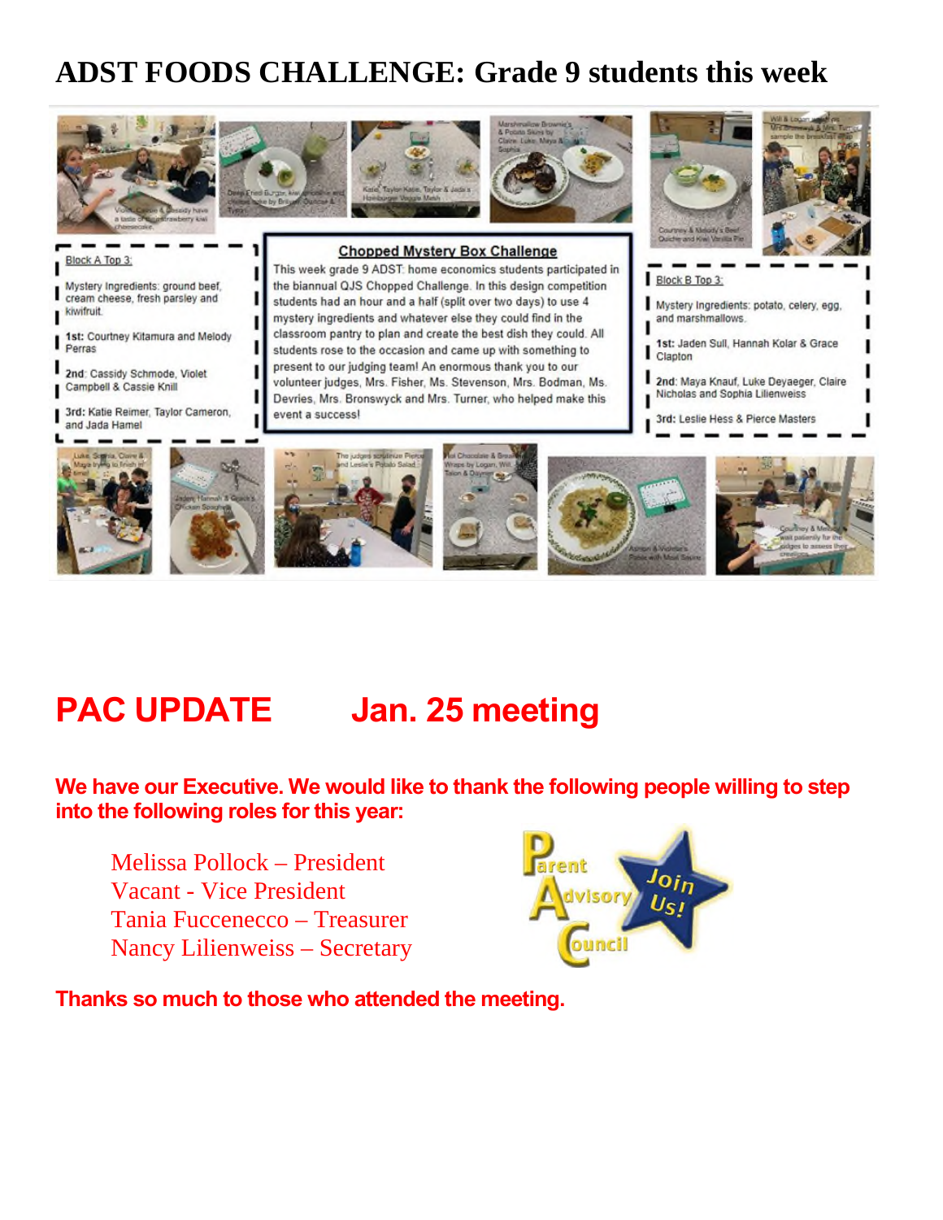# ADST FOODS CHALLENGE: Grade 9 students this week

**Chopped Mystery Box Challenge**

This week grade 9 ADST: home economics students participated in the biannual QJS Chopped Challenge. In this design competition students had an hour and a half (split over two days) to use 4 mystery ingredients and whatever else they could find in the classroom pantry to plan and create the best dish they could. All students rose to the occasion and came up with something to present to our judging team! An enormous thank you to our volunteer judges, Mrs. Fisher, Ms. Stevenson, Mrs. Bodman, Ms. Devries, Mrs. Bronswyck and Mrs. Turner, who helped make this event a success!

**Block A Top 3:**

Mystery Ingredients: ground beef, cream cheese, fresh parsley and kiwifruit.

**1st:** Courtney Kitamura and Melody Perras

**2nd:** Cassidy Schmode, Violet Campbell & Cassie Knill

**3rd:** Katie Reimer, Taylor Cameron, and Jada Hamel

**Block B Top 3:**

Mystery Ingredients: potato, celery, egg, and marshmallows.

**1st:** Jaden Sull, Hannah Kolar & Grace Clapton

**2nd:** Maya Knauf, Luke Deyaeger, Claire Nicholas and Sophia Lilienweiss

**3rd:** Leslie Hess & Pierce Masters

# PAC UPDATE Jan. 25 meeting

**We have our Executive. We would like to thank the following people willing to step into the following roles for this year:**

Melissa Pollock – President
Vacant - Vice President
Tania Fuccenecco – Treasurer
Nancy Lilienweiss – Secretary

Parent Advisory Council — Join Us!

**Thanks so much to those who attended the meeting.**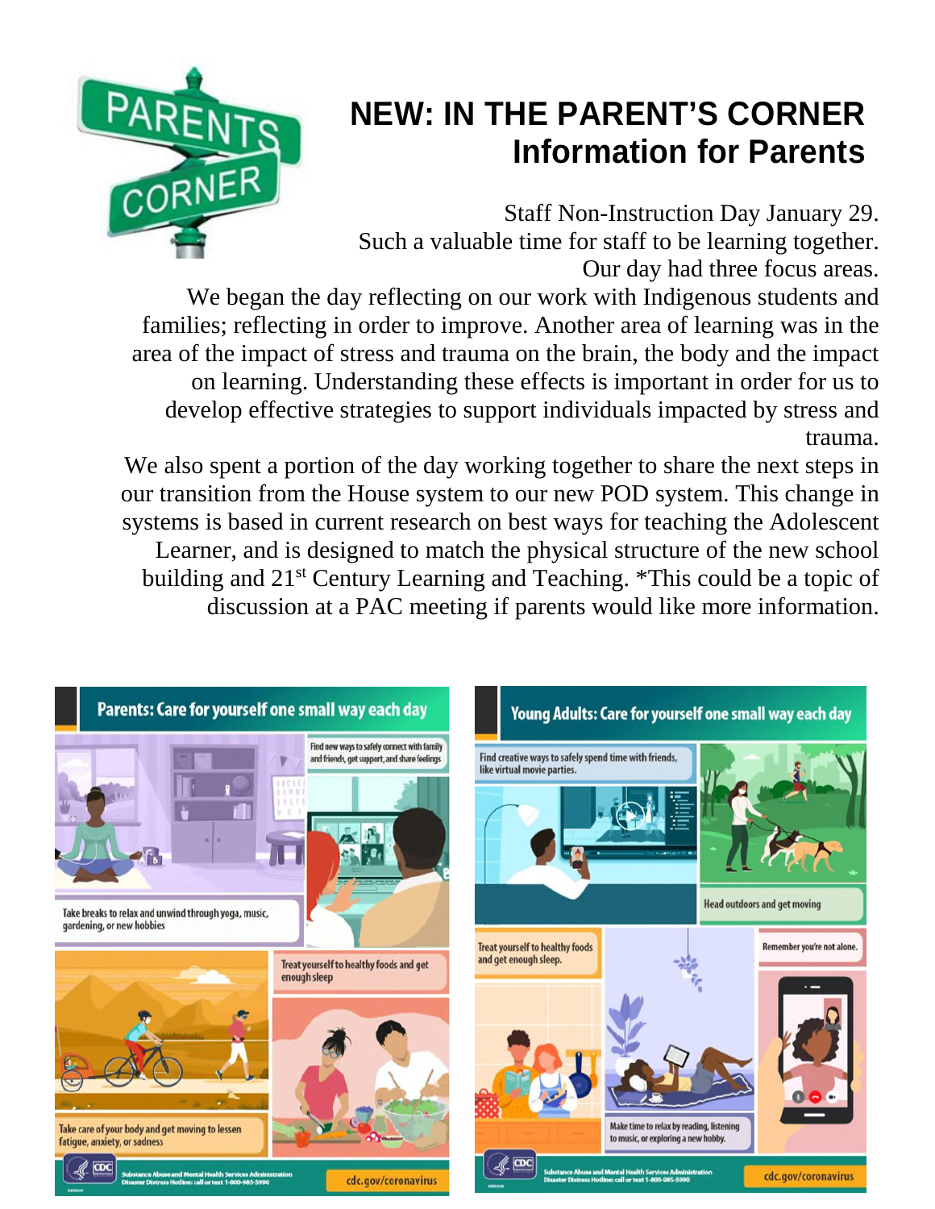# NEW: IN THE PARENT'S CORNER
## Information for Parents

Staff Non-Instruction Day January 29.
Such a valuable time for staff to be learning together.
Our day had three focus areas.

We began the day reflecting on our work with Indigenous students and families; reflecting in order to improve. Another area of learning was in the area of the impact of stress and trauma on the brain, the body and the impact on learning. Understanding these effects is important in order for us to develop effective strategies to support individuals impacted by stress and trauma.

We also spent a portion of the day working together to share the next steps in our transition from the House system to our new POD system. This change in systems is based in current research on best ways for teaching the Adolescent Learner, and is designed to match the physical structure of the new school building and 21st Century Learning and Teaching. *This could be a topic of discussion at a PAC meeting if parents would like more information.

**Parents: Care for yourself one small way each day**

- Find new ways to safely connect with family and friends, get support, and share feelings
- Take breaks to relax and unwind through yoga, music, gardening, or new hobbies
- Treat yourself to healthy foods and get enough sleep
- Take care of your body and get moving to lessen fatigue, anxiety, or sadness

Substance Abuse and Mental Health Services Administration
Disaster Distress Hotline: call or text 1-800-985-5990
cdc.gov/coronavirus

**Young Adults: Care for yourself one small way each day**

- Find creative ways to safely spend time with friends, like virtual movie parties.
- Head outdoors and get moving
- Treat yourself to healthy foods and get enough sleep.
- Remember you're not alone.
- Make time to relax by reading, listening to music, or exploring a new hobby.

Substance Abuse and Mental Health Services Administration
Disaster Distress Hotline: call or text 1-800-985-5990
cdc.gov/coronavirus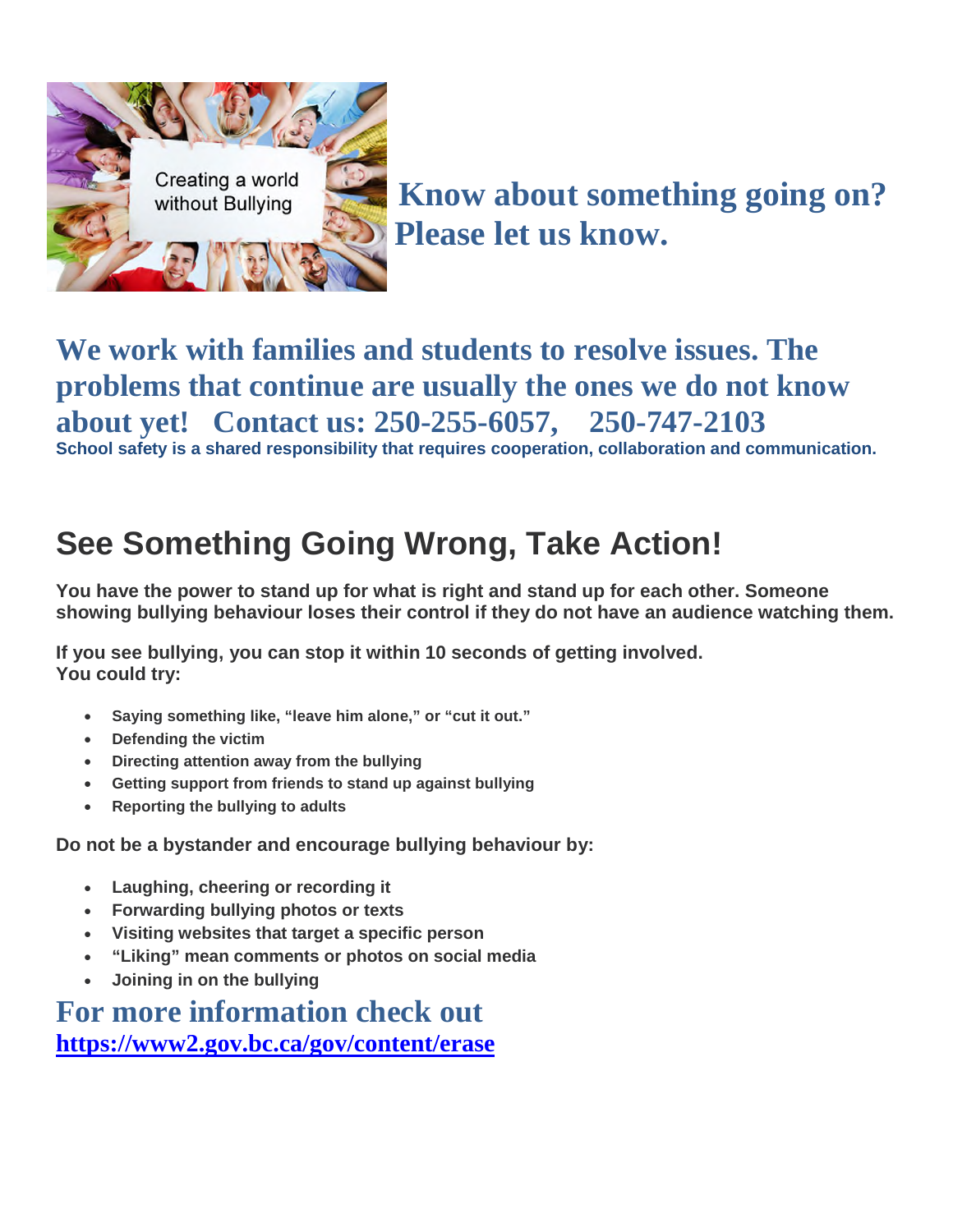## Know about something going on? Please let us know.

## We work with families and students to resolve issues. The problems that continue are usually the ones we do not know about yet! Contact us: 250-255-6057, 250-747-2103

**School safety is a shared responsibility that requires cooperation, collaboration and communication.**

# See Something Going Wrong, Take Action!

**You have the power to stand up for what is right and stand up for each other. Someone showing bullying behaviour loses their control if they do not have an audience watching them.**

**If you see bullying, you can stop it within 10 seconds of getting involved.**
**You could try:**

- **Saying something like, “leave him alone,” or “cut it out.”**
- **Defending the victim**
- **Directing attention away from the bullying**
- **Getting support from friends to stand up against bullying**
- **Reporting the bullying to adults**

**Do not be a bystander and encourage bullying behaviour by:**

- **Laughing, cheering or recording it**
- **Forwarding bullying photos or texts**
- **Visiting websites that target a specific person**
- **“Liking” mean comments or photos on social media**
- **Joining in on the bullying**

## For more information check out

**https://www2.gov.bc.ca/gov/content/erase**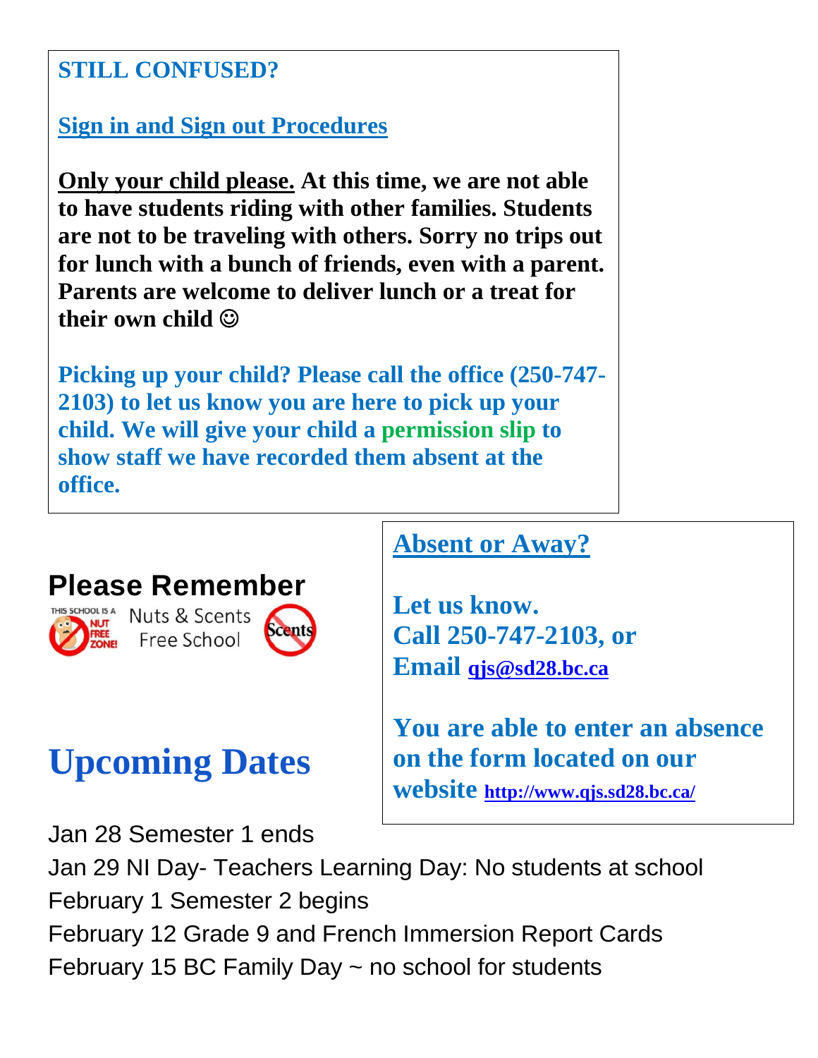**STILL CONFUSED?**

**Sign in and Sign out Procedures**

**Only your child please. At this time, we are not able to have students riding with other families. Students are not to be traveling with others. Sorry no trips out for lunch with a bunch of friends, even with a parent. Parents are welcome to deliver lunch or a treat for their own child ☺**

**Picking up your child? Please call the office (250-747-2103) to let us know you are here to pick up your child. We will give your child a permission slip to show staff we have recorded them absent at the office.**

## Absent or Away?

**Let us know.**
**Call 250-747-2103, or**
**Email qjs@sd28.bc.ca**

**You are able to enter an absence on the form located on our website http://www.qjs.sd28.bc.ca/**

## Please Remember

THIS SCHOOL IS A NUT FREE ZONE! Nuts & Scents Free School Scents

# Upcoming Dates

Jan 28 Semester 1 ends
Jan 29 NI Day- Teachers Learning Day: No students at school
February 1 Semester 2 begins
February 12 Grade 9 and French Immersion Report Cards
February 15 BC Family Day ~ no school for students